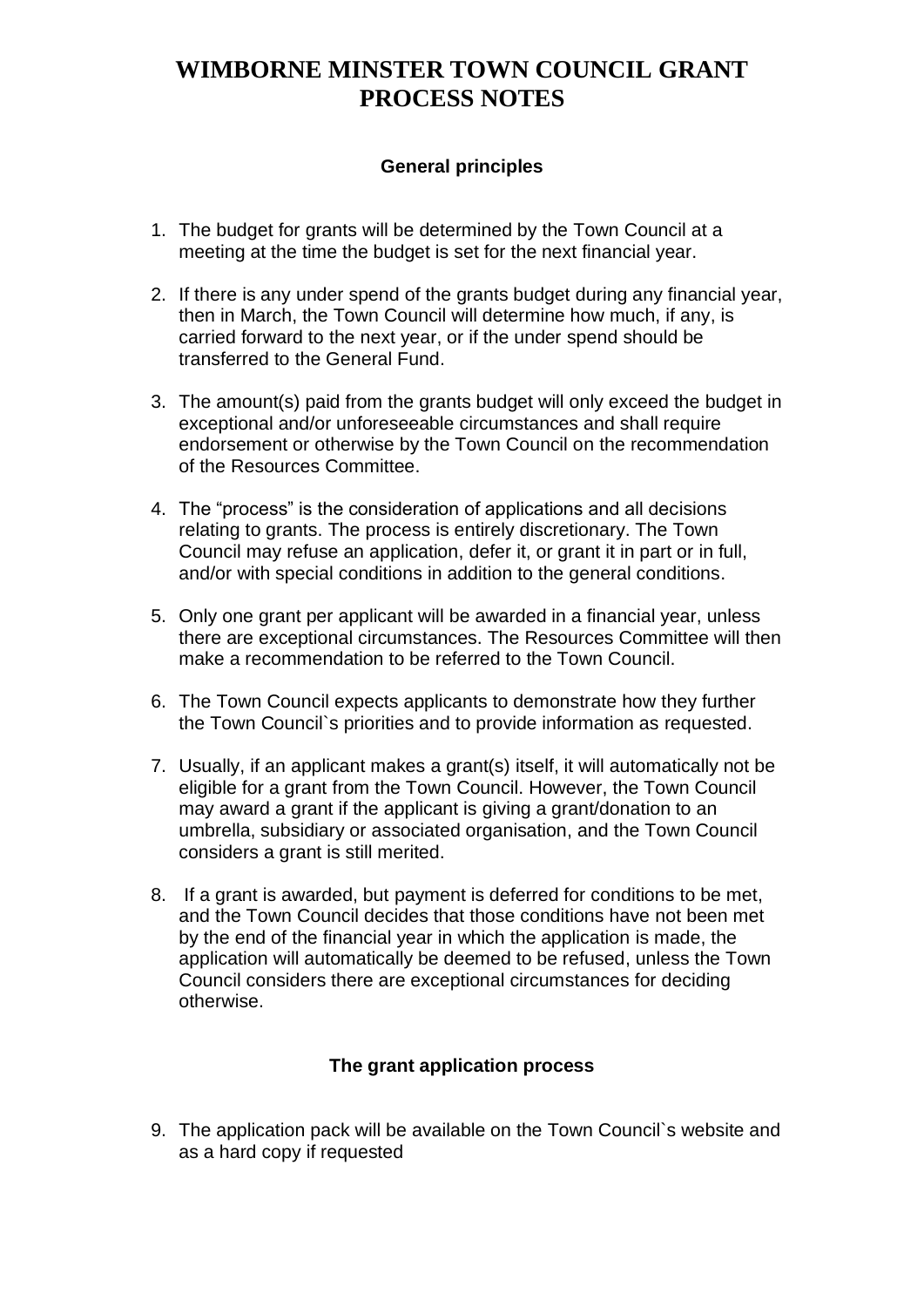# WIMBORNE MINSTER TOWN COUNCIL GRANT PROCESS NOTES

### General principles

1. The budget for grants will be determined by the Town Council at a meeting at the time the budget is set for the next financial year.

2. If there is any under spend of the grants budget during any financial year, then in March, the Town Council will determine how much, if any, is carried forward to the next year, or if the under spend should be transferred to the General Fund.

3. The amount(s) paid from the grants budget will only exceed the budget in exceptional and/or unforeseeable circumstances and shall require endorsement or otherwise by the Town Council on the recommendation of the Resources Committee.

4. The "process" is the consideration of applications and all decisions relating to grants. The process is entirely discretionary. The Town Council may refuse an application, defer it, or grant it in part or in full, and/or with special conditions in addition to the general conditions.

5. Only one grant per applicant will be awarded in a financial year, unless there are exceptional circumstances. The Resources Committee will then make a recommendation to be referred to the Town Council.

6. The Town Council expects applicants to demonstrate how they further the Town Council`s priorities and to provide information as requested.

7. Usually, if an applicant makes a grant(s) itself, it will automatically not be eligible for a grant from the Town Council. However, the Town Council may award a grant if the applicant is giving a grant/donation to an umbrella, subsidiary or associated organisation, and the Town Council considers a grant is still merited.

8. If a grant is awarded, but payment is deferred for conditions to be met, and the Town Council decides that those conditions have not been met by the end of the financial year in which the application is made, the application will automatically be deemed to be refused, unless the Town Council considers there are exceptional circumstances for deciding otherwise.

### The grant application process

9. The application pack will be available on the Town Council`s website and as a hard copy if requested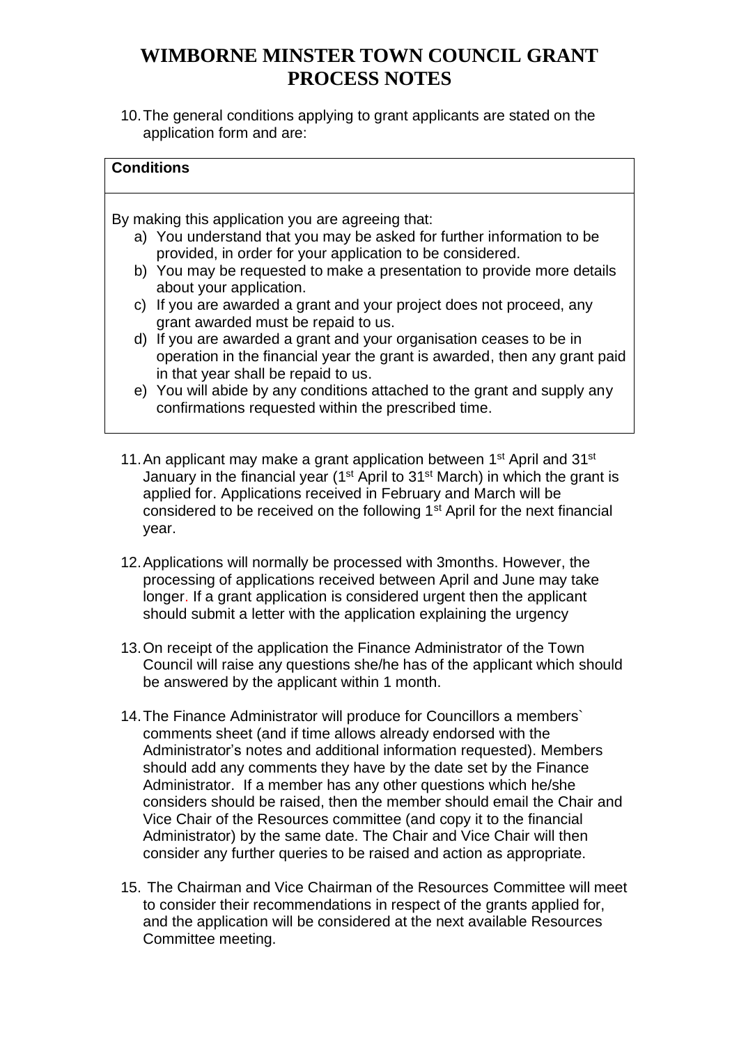# WIMBORNE MINSTER TOWN COUNCIL GRANT PROCESS NOTES

10. The general conditions applying to grant applicants are stated on the application form and are:

| **Conditions** |
|---|
| By making this application you are agreeing that:<br>a) You understand that you may be asked for further information to be provided, in order for your application to be considered.<br>b) You may be requested to make a presentation to provide more details about your application.<br>c) If you are awarded a grant and your project does not proceed, any grant awarded must be repaid to us.<br>d) If you are awarded a grant and your organisation ceases to be in operation in the financial year the grant is awarded, then any grant paid in that year shall be repaid to us.<br>e) You will abide by any conditions attached to the grant and supply any confirmations requested within the prescribed time. |

11. An applicant may make a grant application between 1st April and 31st January in the financial year (1st April to 31st March) in which the grant is applied for. Applications received in February and March will be considered to be received on the following 1st April for the next financial year.

12. Applications will normally be processed with 3months. However, the processing of applications received between April and June may take longer. If a grant application is considered urgent then the applicant should submit a letter with the application explaining the urgency

13. On receipt of the application the Finance Administrator of the Town Council will raise any questions she/he has of the applicant which should be answered by the applicant within 1 month.

14. The Finance Administrator will produce for Councillors a members` comments sheet (and if time allows already endorsed with the Administrator's notes and additional information requested). Members should add any comments they have by the date set by the Finance Administrator. If a member has any other questions which he/she considers should be raised, then the member should email the Chair and Vice Chair of the Resources committee (and copy it to the financial Administrator) by the same date. The Chair and Vice Chair will then consider any further queries to be raised and action as appropriate.

15. The Chairman and Vice Chairman of the Resources Committee will meet to consider their recommendations in respect of the grants applied for, and the application will be considered at the next available Resources Committee meeting.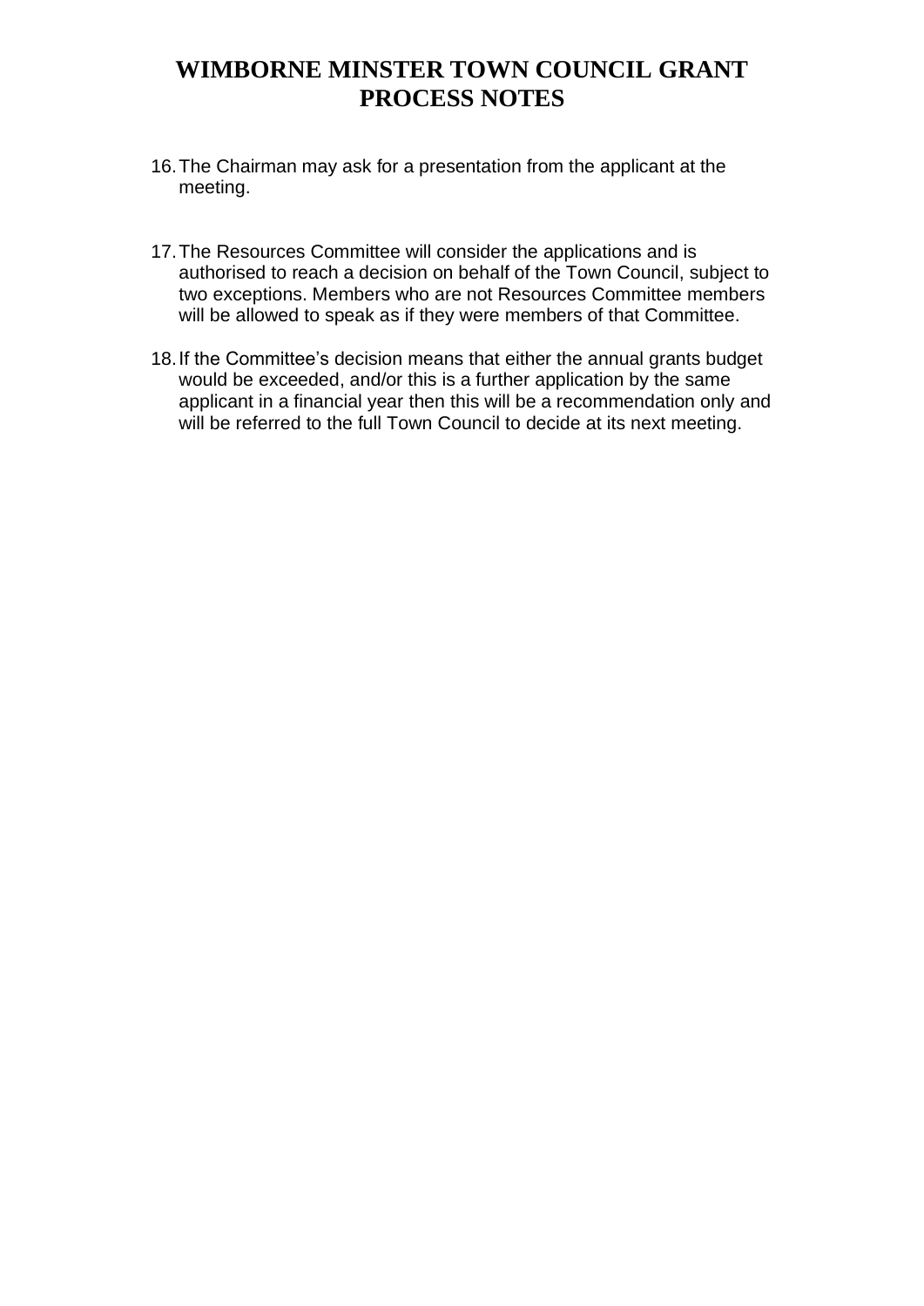16. The Chairman may ask for a presentation from the applicant at the meeting.

17. The Resources Committee will consider the applications and is authorised to reach a decision on behalf of the Town Council, subject to two exceptions. Members who are not Resources Committee members will be allowed to speak as if they were members of that Committee.

18. If the Committee's decision means that either the annual grants budget would be exceeded, and/or this is a further application by the same applicant in a financial year then this will be a recommendation only and will be referred to the full Town Council to decide at its next meeting.